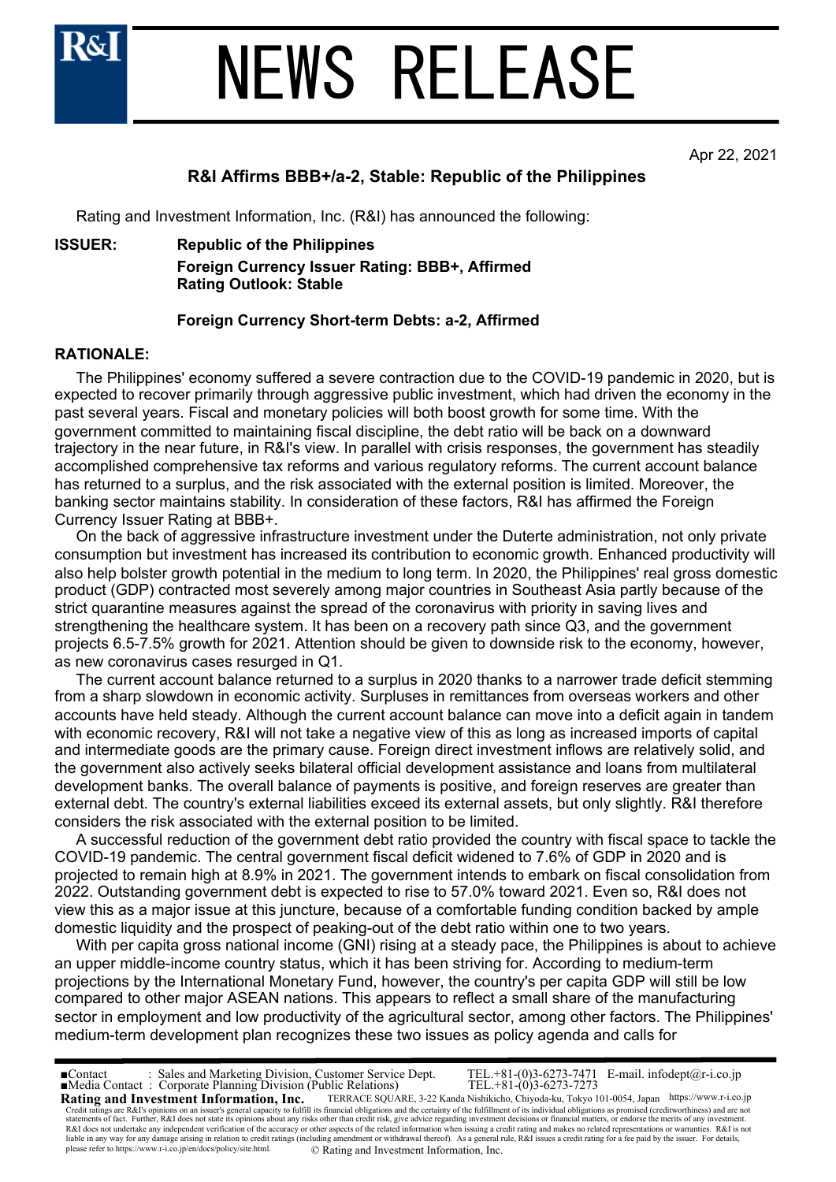# NEWS RELEASE

Apr 22, 2021

## R&I Affirms BBB+/a-2, Stable: Republic of the Philippines

Rating and Investment Information, Inc. (R&I) has announced the following:

**ISSUER:** **Republic of the Philippines**
**Foreign Currency Issuer Rating: BBB+, Affirmed**
**Rating Outlook: Stable**

**Foreign Currency Short-term Debts: a-2, Affirmed**

**RATIONALE:**

The Philippines' economy suffered a severe contraction due to the COVID-19 pandemic in 2020, but is expected to recover primarily through aggressive public investment, which had driven the economy in the past several years. Fiscal and monetary policies will both boost growth for some time. With the government committed to maintaining fiscal discipline, the debt ratio will be back on a downward trajectory in the near future, in R&I's view. In parallel with crisis responses, the government has steadily accomplished comprehensive tax reforms and various regulatory reforms. The current account balance has returned to a surplus, and the risk associated with the external position is limited. Moreover, the banking sector maintains stability. In consideration of these factors, R&I has affirmed the Foreign Currency Issuer Rating at BBB+.

On the back of aggressive infrastructure investment under the Duterte administration, not only private consumption but investment has increased its contribution to economic growth. Enhanced productivity will also help bolster growth potential in the medium to long term. In 2020, the Philippines' real gross domestic product (GDP) contracted most severely among major countries in Southeast Asia partly because of the strict quarantine measures against the spread of the coronavirus with priority in saving lives and strengthening the healthcare system. It has been on a recovery path since Q3, and the government projects 6.5-7.5% growth for 2021. Attention should be given to downside risk to the economy, however, as new coronavirus cases resurged in Q1.

The current account balance returned to a surplus in 2020 thanks to a narrower trade deficit stemming from a sharp slowdown in economic activity. Surpluses in remittances from overseas workers and other accounts have held steady. Although the current account balance can move into a deficit again in tandem with economic recovery, R&I will not take a negative view of this as long as increased imports of capital and intermediate goods are the primary cause. Foreign direct investment inflows are relatively solid, and the government also actively seeks bilateral official development assistance and loans from multilateral development banks. The overall balance of payments is positive, and foreign reserves are greater than external debt. The country's external liabilities exceed its external assets, but only slightly. R&I therefore considers the risk associated with the external position to be limited.

A successful reduction of the government debt ratio provided the country with fiscal space to tackle the COVID-19 pandemic. The central government fiscal deficit widened to 7.6% of GDP in 2020 and is projected to remain high at 8.9% in 2021. The government intends to embark on fiscal consolidation from 2022. Outstanding government debt is expected to rise to 57.0% toward 2021. Even so, R&I does not view this as a major issue at this juncture, because of a comfortable funding condition backed by ample domestic liquidity and the prospect of peaking-out of the debt ratio within one to two years.

With per capita gross national income (GNI) rising at a steady pace, the Philippines is about to achieve an upper middle-income country status, which it has been striving for. According to medium-term projections by the International Monetary Fund, however, the country's per capita GDP will still be low compared to other major ASEAN nations. This appears to reflect a small share of the manufacturing sector in employment and low productivity of the agricultural sector, among other factors. The Philippines' medium-term development plan recognizes these two issues as policy agenda and calls for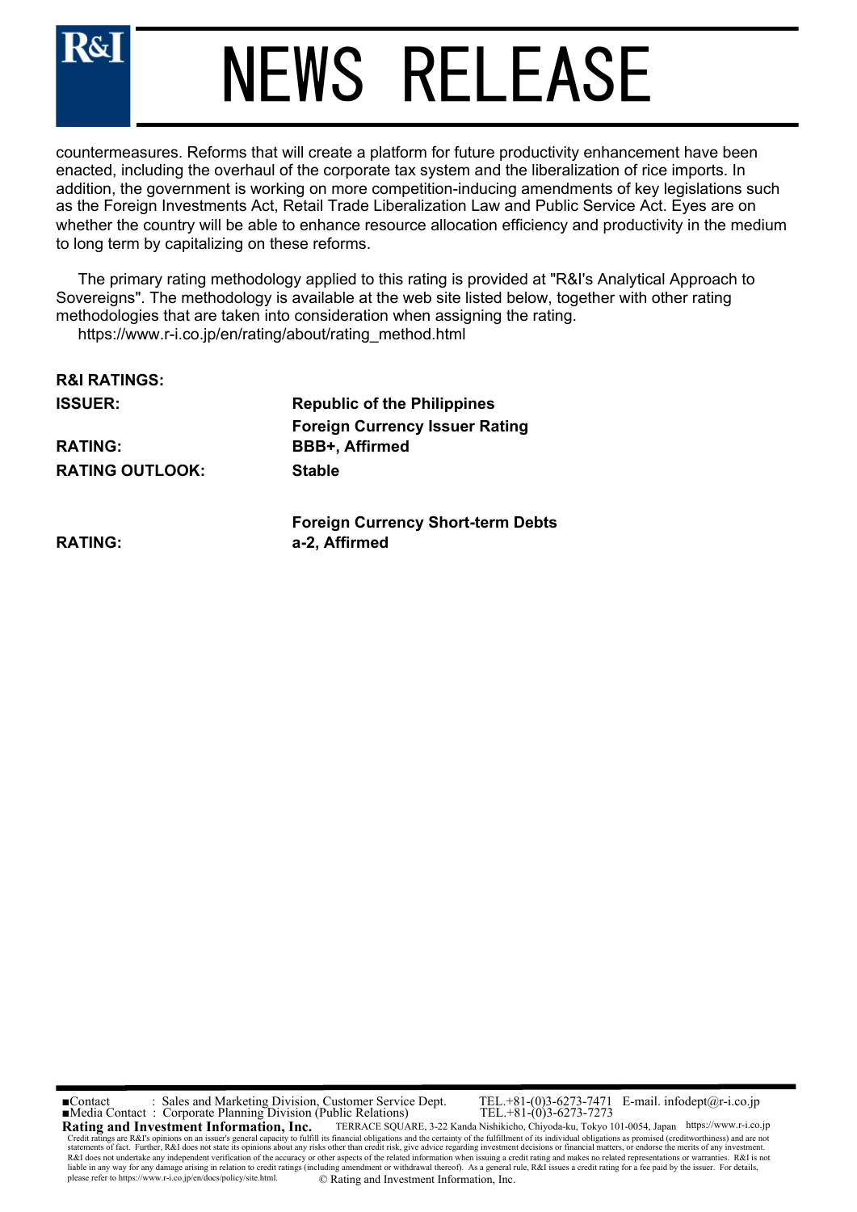countermeasures. Reforms that will create a platform for future productivity enhancement have been enacted, including the overhaul of the corporate tax system and the liberalization of rice imports. In addition, the government is working on more competition-inducing amendments of key legislations such as the Foreign Investments Act, Retail Trade Liberalization Law and Public Service Act. Eyes are on whether the country will be able to enhance resource allocation efficiency and productivity in the medium to long term by capitalizing on these reforms.

The primary rating methodology applied to this rating is provided at "R&I's Analytical Approach to Sovereigns". The methodology is available at the web site listed below, together with other rating methodologies that are taken into consideration when assigning the rating.
https://www.r-i.co.jp/en/rating/about/rating_method.html

**R&I RATINGS:**

| | |
|---|---|
| **ISSUER:** | **Republic of the Philippines** |
| | **Foreign Currency Issuer Rating** |
| **RATING:** | **BBB+, Affirmed** |
| **RATING OUTLOOK:** | **Stable** |
| | |
| | **Foreign Currency Short-term Debts** |
| **RATING:** | **a-2, Affirmed** |

■Contact : Sales and Marketing Division, Customer Service Dept. TEL.+81-(0)3-6273-7471 E-mail. infodept@r-i.co.jp
■Media Contact : Corporate Planning Division (Public Relations) TEL.+81-(0)3-6273-7273

**Rating and Investment Information, Inc.** TERRACE SQUARE, 3-22 Kanda Nishikicho, Chiyoda-ku, Tokyo 101-0054, Japan https://www.r-i.co.jp

Credit ratings are R&I's opinions on an issuer's general capacity to fulfill its financial obligations and the certainty of the fulfillment of its individual obligations as promised (creditworthiness) and are not statements of fact. Further, R&I does not state its opinions about any risks other than credit risk, give advice regarding investment decisions or financial matters, or endorse the merits of any investment. R&I does not undertake any independent verification of the accuracy or other aspects of the related information when issuing a credit rating and makes no related representations or warranties. R&I is not liable in any way for any damage arising in relation to credit ratings (including amendment or withdrawal thereof). As a general rule, R&I issues a credit rating for a fee paid by the issuer. For details, please refer to https://www.r-i.co.jp/en/docs/policy/site.html.

© Rating and Investment Information, Inc.